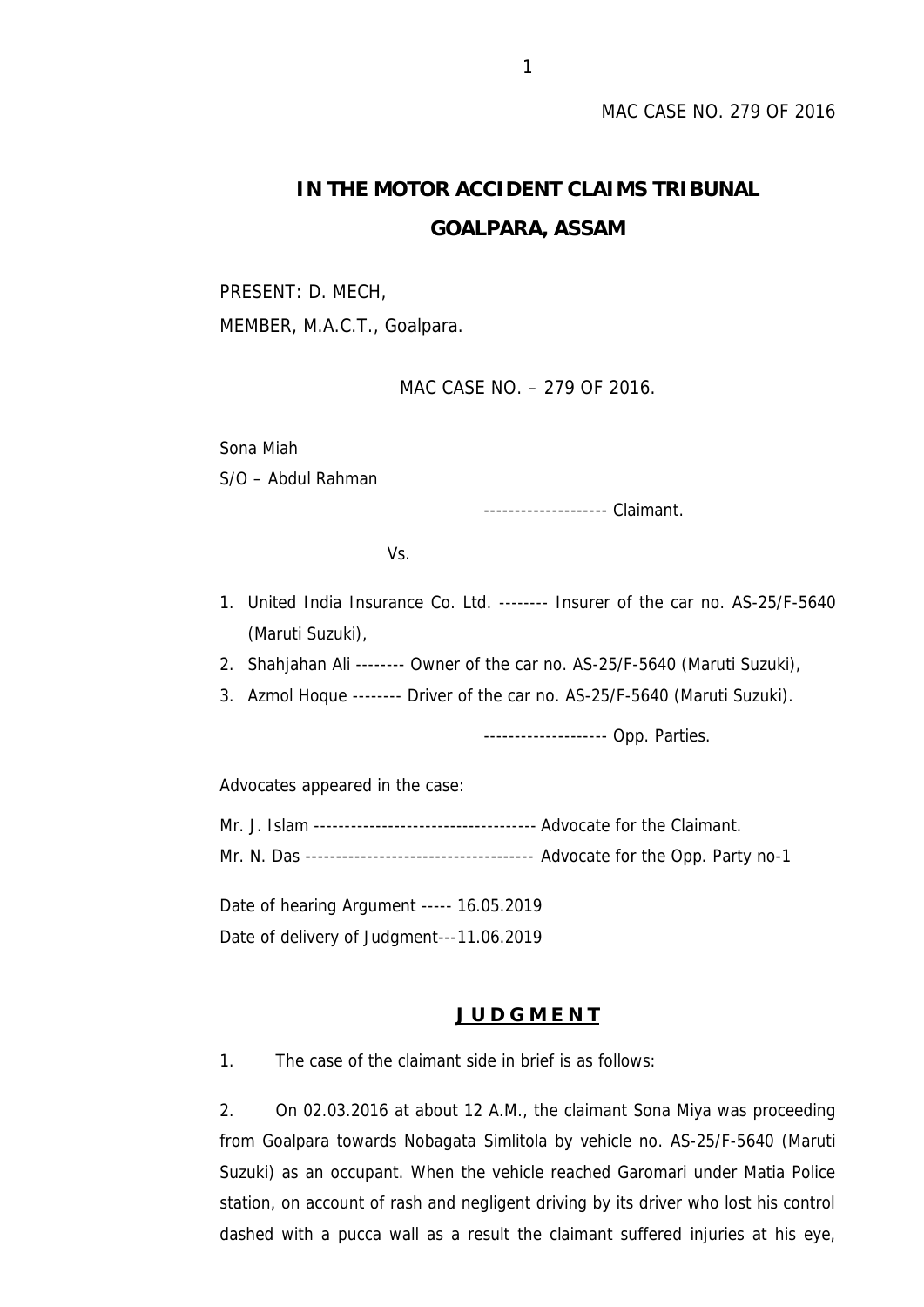MAC CASE NO. 279 OF 2016

# IN THE MOTOR ACCIDENT CLAIMS TRIBUNAL
# GOALPARA, ASSAM

PRESENT: D. MECH,
MEMBER, M.A.C.T., Goalpara.

MAC CASE NO. – 279 OF 2016.

Sona Miah
S/O – Abdul Rahman

-------------------- Claimant.

Vs.

1. United India Insurance Co. Ltd. -------- Insurer of the car no. AS-25/F-5640 (Maruti Suzuki),
2. Shahjahan Ali -------- Owner of the car no. AS-25/F-5640 (Maruti Suzuki),
3. Azmol Hoque -------- Driver of the car no. AS-25/F-5640 (Maruti Suzuki).

-------------------- Opp. Parties.

Advocates appeared in the case:

Mr. J. Islam ------------------------------------ Advocate for the Claimant.
Mr. N. Das ------------------------------------ Advocate for the Opp. Party no-1

Date of hearing Argument ----- 16.05.2019
Date of delivery of Judgment---11.06.2019

## J U D G M E N T

1. The case of the claimant side in brief is as follows:

2. On 02.03.2016 at about 12 A.M., the claimant Sona Miya was proceeding from Goalpara towards Nobagata Simlitola by vehicle no. AS-25/F-5640 (Maruti Suzuki) as an occupant. When the vehicle reached Garomari under Matia Police station, on account of rash and negligent driving by its driver who lost his control dashed with a pucca wall as a result the claimant suffered injuries at his eye,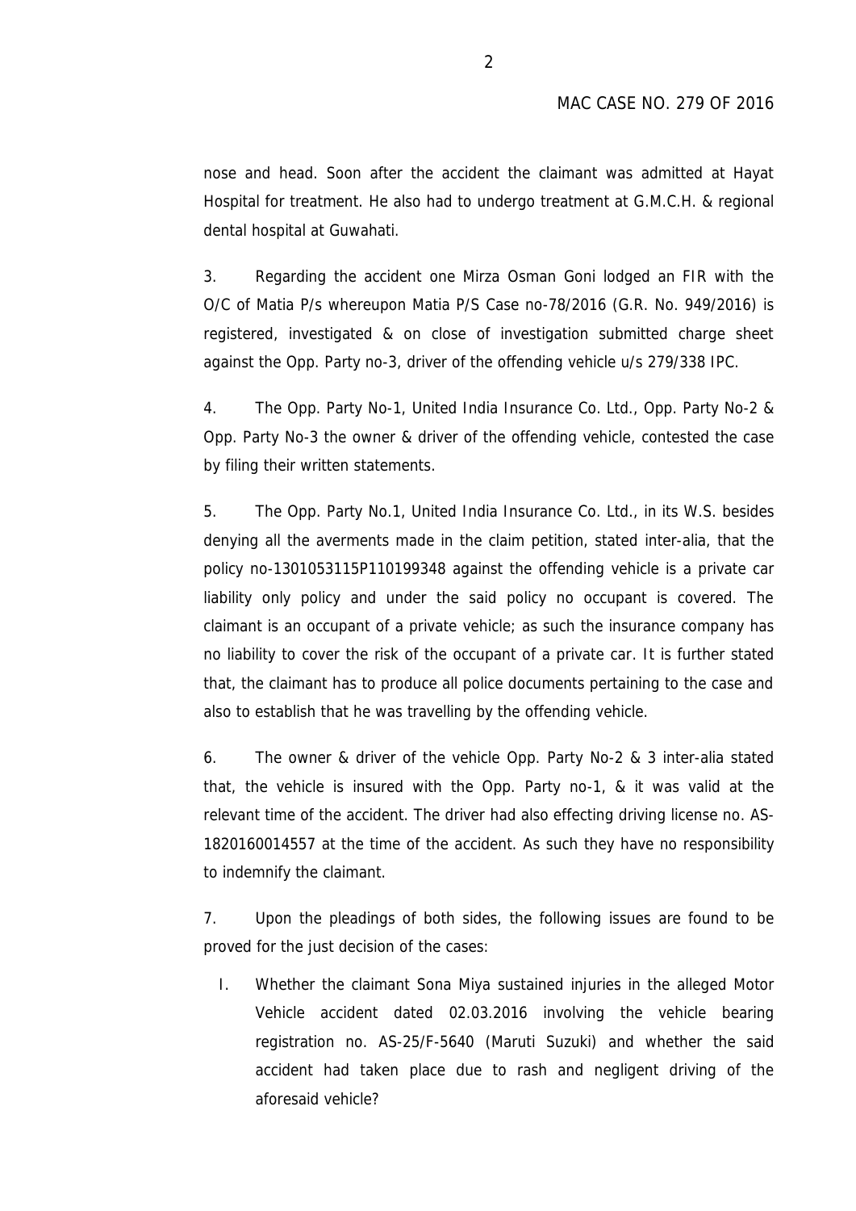nose and head. Soon after the accident the claimant was admitted at Hayat Hospital for treatment. He also had to undergo treatment at G.M.C.H. & regional dental hospital at Guwahati.

3. Regarding the accident one Mirza Osman Goni lodged an FIR with the O/C of Matia P/s whereupon Matia P/S Case no-78/2016 (G.R. No. 949/2016) is registered, investigated & on close of investigation submitted charge sheet against the Opp. Party no-3, driver of the offending vehicle u/s 279/338 IPC.

4. The Opp. Party No-1, United India Insurance Co. Ltd., Opp. Party No-2 & Opp. Party No-3 the owner & driver of the offending vehicle, contested the case by filing their written statements.

5. The Opp. Party No.1, United India Insurance Co. Ltd., in its W.S. besides denying all the averments made in the claim petition, stated inter-alia, that the policy no-1301053115P110199348 against the offending vehicle is a private car liability only policy and under the said policy no occupant is covered. The claimant is an occupant of a private vehicle; as such the insurance company has no liability to cover the risk of the occupant of a private car. It is further stated that, the claimant has to produce all police documents pertaining to the case and also to establish that he was travelling by the offending vehicle.

6. The owner & driver of the vehicle Opp. Party No-2 & 3 inter-alia stated that, the vehicle is insured with the Opp. Party no-1, & it was valid at the relevant time of the accident. The driver had also effecting driving license no. AS-1820160014557 at the time of the accident. As such they have no responsibility to indemnify the claimant.

7. Upon the pleadings of both sides, the following issues are found to be proved for the just decision of the cases:

I. Whether the claimant Sona Miya sustained injuries in the alleged Motor Vehicle accident dated 02.03.2016 involving the vehicle bearing registration no. AS-25/F-5640 (Maruti Suzuki) and whether the said accident had taken place due to rash and negligent driving of the aforesaid vehicle?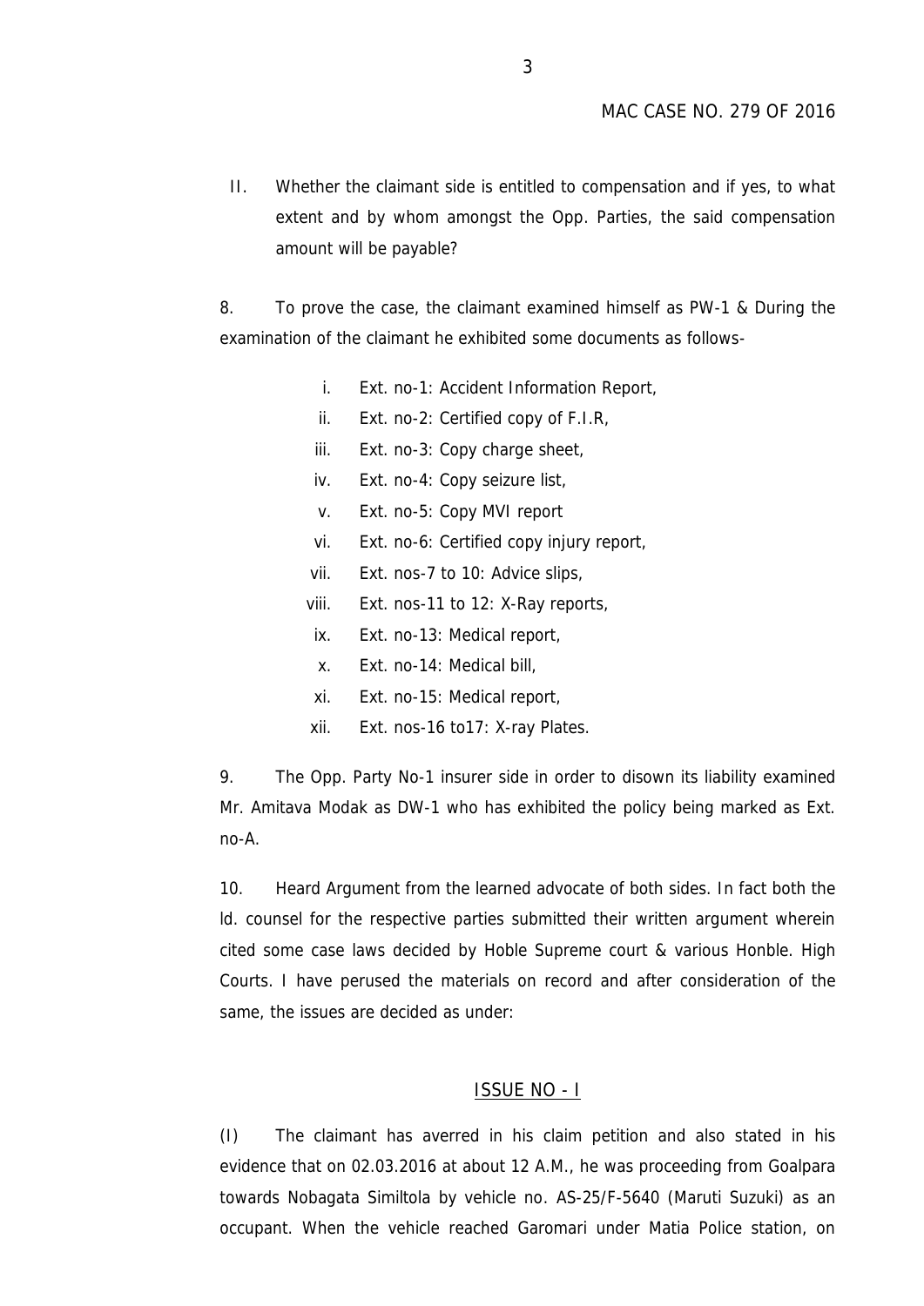II. Whether the claimant side is entitled to compensation and if yes, to what extent and by whom amongst the Opp. Parties, the said compensation amount will be payable?

8. To prove the case, the claimant examined himself as PW-1 & During the examination of the claimant he exhibited some documents as follows-

i. Ext. no-1: Accident Information Report,
ii. Ext. no-2: Certified copy of F.I.R,
iii. Ext. no-3: Copy charge sheet,
iv. Ext. no-4: Copy seizure list,
v. Ext. no-5: Copy MVI report
vi. Ext. no-6: Certified copy injury report,
vii. Ext. nos-7 to 10: Advice slips,
viii. Ext. nos-11 to 12: X-Ray reports,
ix. Ext. no-13: Medical report,
x. Ext. no-14: Medical bill,
xi. Ext. no-15: Medical report,
xii. Ext. nos-16 to17: X-ray Plates.

9. The Opp. Party No-1 insurer side in order to disown its liability examined Mr. Amitava Modak as DW-1 who has exhibited the policy being marked as Ext. no-A.

10. Heard Argument from the learned advocate of both sides. In fact both the ld. counsel for the respective parties submitted their written argument wherein cited some case laws decided by Hoble Supreme court & various Honble. High Courts. I have perused the materials on record and after consideration of the same, the issues are decided as under:

## ISSUE NO - I

(I) The claimant has averred in his claim petition and also stated in his evidence that on 02.03.2016 at about 12 A.M., he was proceeding from Goalpara towards Nobagata Similtola by vehicle no. AS-25/F-5640 (Maruti Suzuki) as an occupant. When the vehicle reached Garomari under Matia Police station, on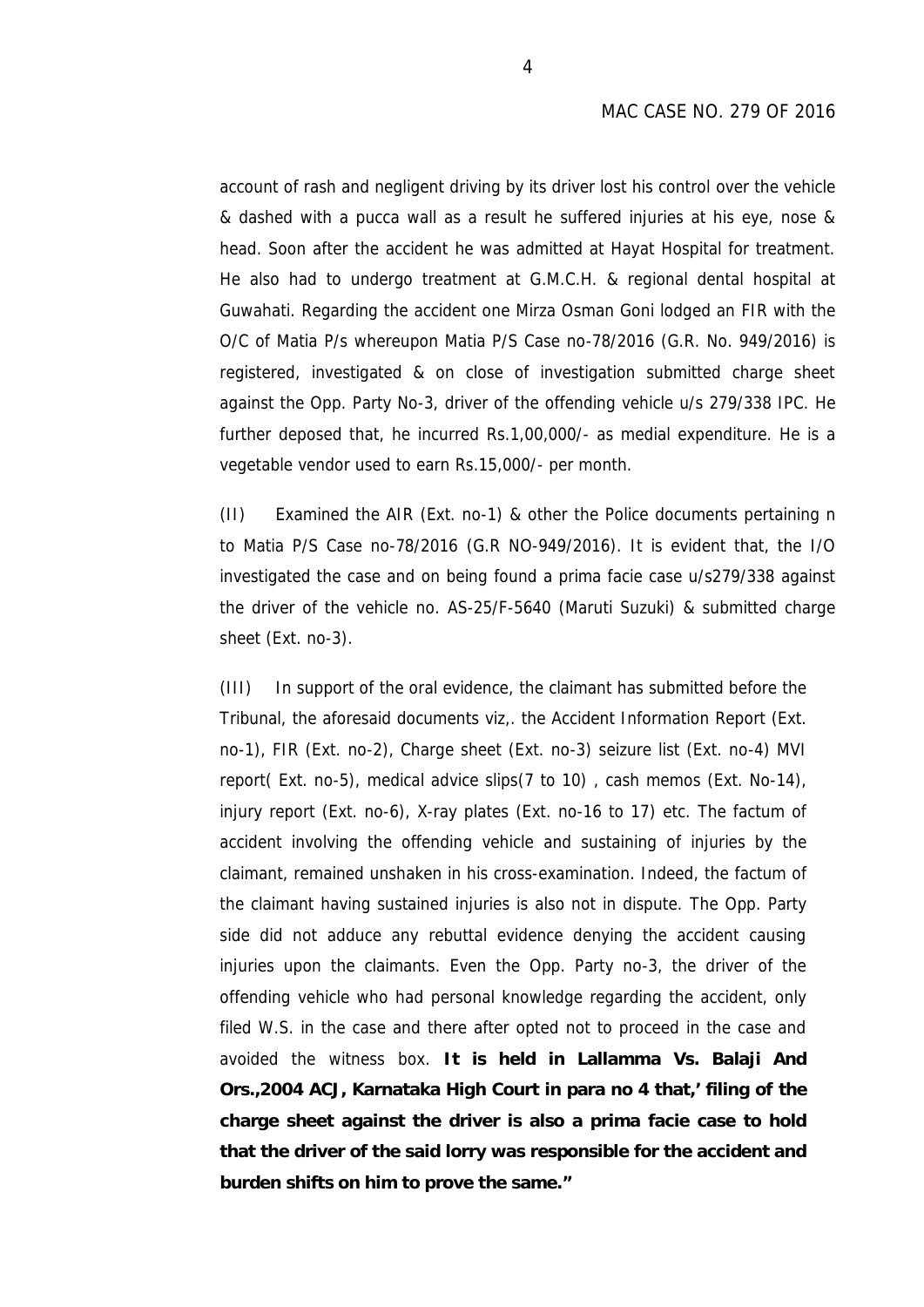account of rash and negligent driving by its driver lost his control over the vehicle & dashed with a pucca wall as a result he suffered injuries at his eye, nose & head. Soon after the accident he was admitted at Hayat Hospital for treatment. He also had to undergo treatment at G.M.C.H. & regional dental hospital at Guwahati. Regarding the accident one Mirza Osman Goni lodged an FIR with the O/C of Matia P/s whereupon Matia P/S Case no-78/2016 (G.R. No. 949/2016) is registered, investigated & on close of investigation submitted charge sheet against the Opp. Party No-3, driver of the offending vehicle u/s 279/338 IPC. He further deposed that, he incurred Rs.1,00,000/- as medial expenditure. He is a vegetable vendor used to earn Rs.15,000/- per month.

(II) Examined the AIR (Ext. no-1) & other the Police documents pertaining n to Matia P/S Case no-78/2016 (G.R NO-949/2016). It is evident that, the I/O investigated the case and on being found a prima facie case u/s279/338 against the driver of the vehicle no. AS-25/F-5640 (Maruti Suzuki) & submitted charge sheet (Ext. no-3).

(III) In support of the oral evidence, the claimant has submitted before the Tribunal, the aforesaid documents viz,. the Accident Information Report (Ext. no-1), FIR (Ext. no-2), Charge sheet (Ext. no-3) seizure list (Ext. no-4) MVI report( Ext. no-5), medical advice slips(7 to 10) , cash memos (Ext. No-14), injury report (Ext. no-6), X-ray plates (Ext. no-16 to 17) etc. The factum of accident involving the offending vehicle and sustaining of injuries by the claimant, remained unshaken in his cross-examination. Indeed, the factum of the claimant having sustained injuries is also not in dispute. The Opp. Party side did not adduce any rebuttal evidence denying the accident causing injuries upon the claimants. Even the Opp. Party no-3, the driver of the offending vehicle who had personal knowledge regarding the accident, only filed W.S. in the case and there after opted not to proceed in the case and avoided the witness box. **It is held in Lallamma Vs. Balaji And Ors.,2004 ACJ, Karnataka High Court in para no 4 that,' filing of the charge sheet against the driver is also a prima facie case to hold that the driver of the said lorry was responsible for the accident and burden shifts on him to prove the same."**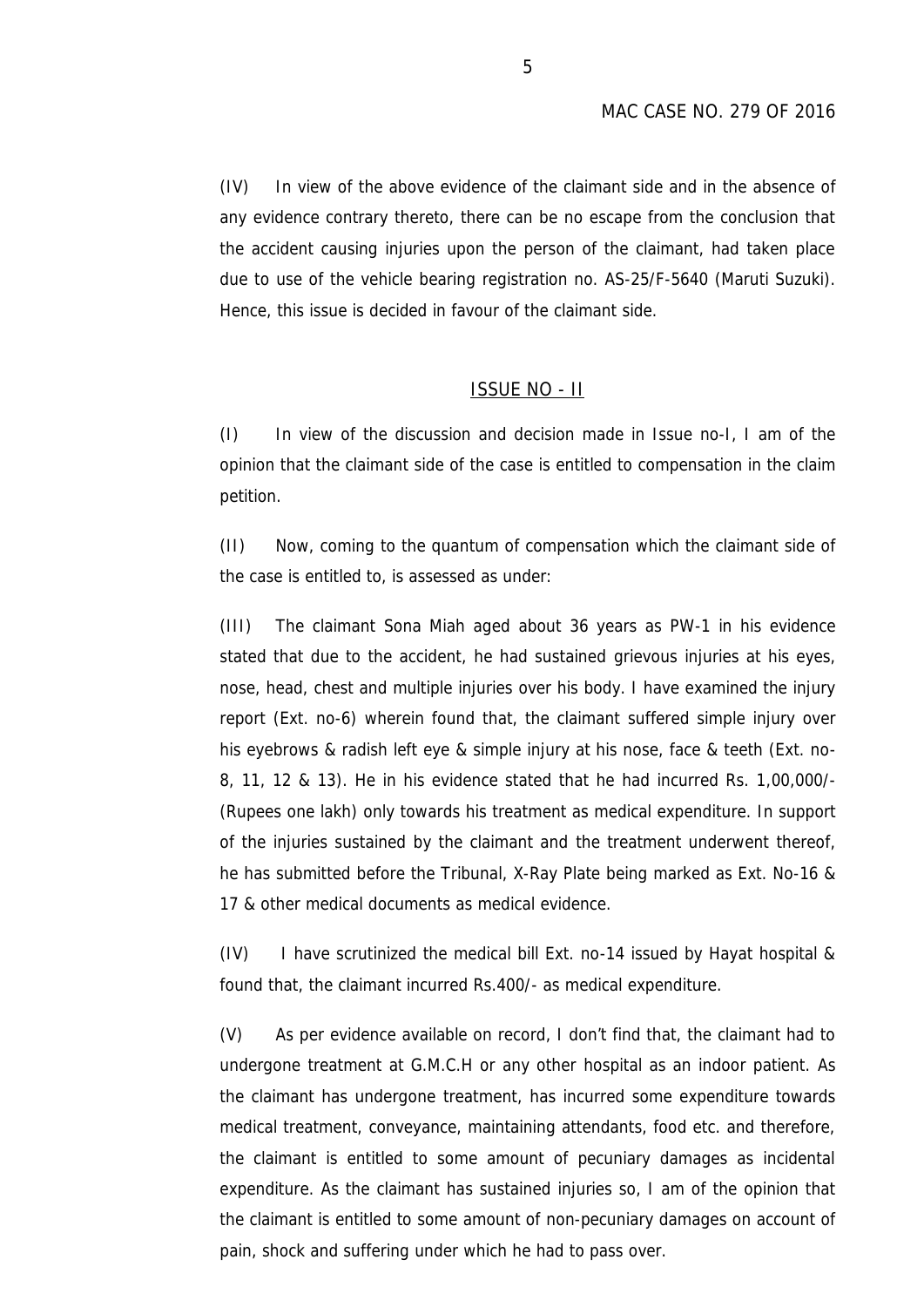(IV) In view of the above evidence of the claimant side and in the absence of any evidence contrary thereto, there can be no escape from the conclusion that the accident causing injuries upon the person of the claimant, had taken place due to use of the vehicle bearing registration no. AS-25/F-5640 (Maruti Suzuki). Hence, this issue is decided in favour of the claimant side.

## ISSUE NO - II

(I) In view of the discussion and decision made in Issue no-I, I am of the opinion that the claimant side of the case is entitled to compensation in the claim petition.

(II) Now, coming to the quantum of compensation which the claimant side of the case is entitled to, is assessed as under:

(III) The claimant Sona Miah aged about 36 years as PW-1 in his evidence stated that due to the accident, he had sustained grievous injuries at his eyes, nose, head, chest and multiple injuries over his body. I have examined the injury report (Ext. no-6) wherein found that, the claimant suffered simple injury over his eyebrows & radish left eye & simple injury at his nose, face & teeth (Ext. no-8, 11, 12 & 13). He in his evidence stated that he had incurred Rs. 1,00,000/- (Rupees one lakh) only towards his treatment as medical expenditure. In support of the injuries sustained by the claimant and the treatment underwent thereof, he has submitted before the Tribunal, X-Ray Plate being marked as Ext. No-16 & 17 & other medical documents as medical evidence.

(IV) I have scrutinized the medical bill Ext. no-14 issued by Hayat hospital & found that, the claimant incurred Rs.400/- as medical expenditure.

(V) As per evidence available on record, I don't find that, the claimant had to undergone treatment at G.M.C.H or any other hospital as an indoor patient. As the claimant has undergone treatment, has incurred some expenditure towards medical treatment, conveyance, maintaining attendants, food etc. and therefore, the claimant is entitled to some amount of pecuniary damages as incidental expenditure. As the claimant has sustained injuries so, I am of the opinion that the claimant is entitled to some amount of non-pecuniary damages on account of pain, shock and suffering under which he had to pass over.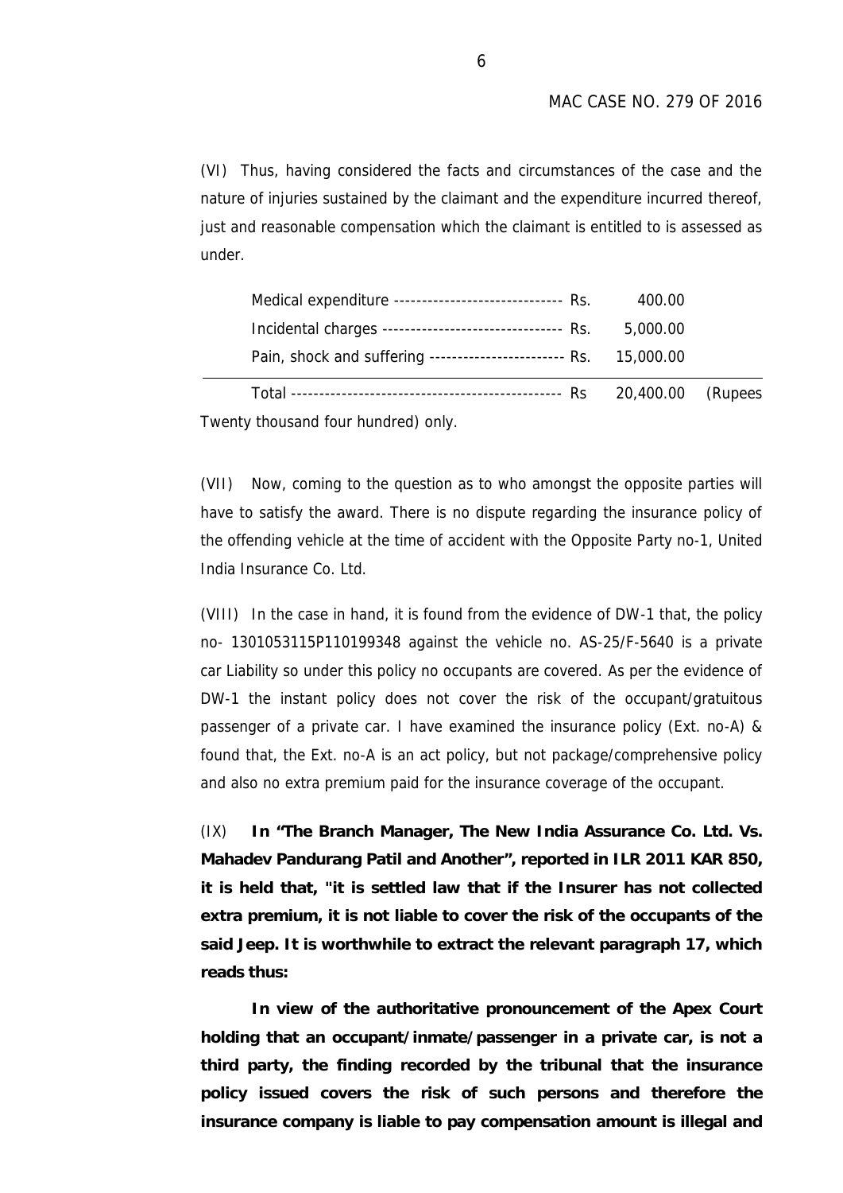(VI) Thus, having considered the facts and circumstances of the case and the nature of injuries sustained by the claimant and the expenditure incurred thereof, just and reasonable compensation which the claimant is entitled to is assessed as under.

| | | |
|---|---|---|
| Medical expenditure ------------------------------ | Rs. | 400.00 |
| Incidental charges -------------------------------- | Rs. | 5,000.00 |
| Pain, shock and suffering ------------------------ | Rs. | 15,000.00 |
| Total ----------------------------------------------- | Rs | 20,400.00 (Rupees |

Twenty thousand four hundred) only.

(VII) Now, coming to the question as to who amongst the opposite parties will have to satisfy the award. There is no dispute regarding the insurance policy of the offending vehicle at the time of accident with the Opposite Party no-1, United India Insurance Co. Ltd.

(VIII) In the case in hand, it is found from the evidence of DW-1 that, the policy no- 1301053115P110199348 against the vehicle no. AS-25/F-5640 is a private car Liability so under this policy no occupants are covered. As per the evidence of DW-1 the instant policy does not cover the risk of the occupant/gratuitous passenger of a private car. I have examined the insurance policy (Ext. no-A) & found that, the Ext. no-A is an act policy, but not package/comprehensive policy and also no extra premium paid for the insurance coverage of the occupant.

(IX) **In "The Branch Manager, The New India Assurance Co. Ltd. Vs. Mahadev Pandurang Patil and Another", reported in ILR 2011 KAR 850, it is held that, "it is settled law that if the Insurer has not collected extra premium, it is not liable to cover the risk of the occupants of the said Jeep. It is worthwhile to extract the relevant paragraph 17, which reads thus:**

**In view of the authoritative pronouncement of the Apex Court holding that an occupant/inmate/passenger in a private car, is not a third party, the finding recorded by the tribunal that the insurance policy issued covers the risk of such persons and therefore the insurance company is liable to pay compensation amount is illegal and**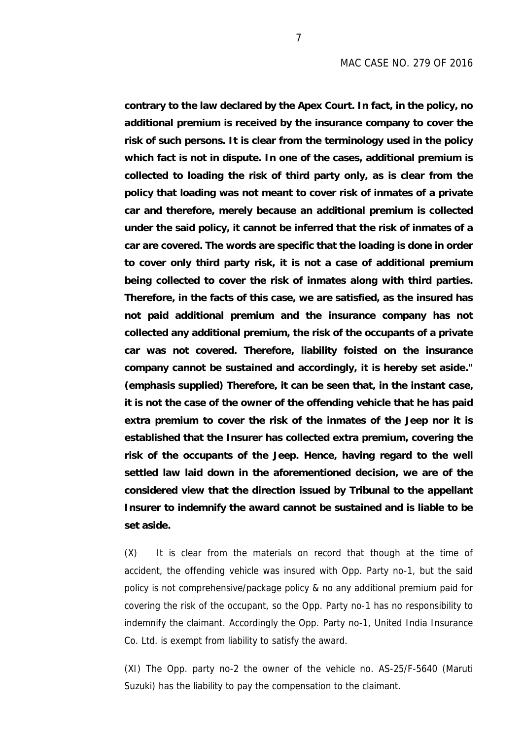**contrary to the law declared by the Apex Court. In fact, in the policy, no additional premium is received by the insurance company to cover the risk of such persons. It is clear from the terminology used in the policy which fact is not in dispute. In one of the cases, additional premium is collected to loading the risk of third party only, as is clear from the policy that loading was not meant to cover risk of inmates of a private car and therefore, merely because an additional premium is collected under the said policy, it cannot be inferred that the risk of inmates of a car are covered. The words are specific that the loading is done in order to cover only third party risk, it is not a case of additional premium being collected to cover the risk of inmates along with third parties. Therefore, in the facts of this case, we are satisfied, as the insured has not paid additional premium and the insurance company has not collected any additional premium, the risk of the occupants of a private car was not covered. Therefore, liability foisted on the insurance company cannot be sustained and accordingly, it is hereby set aside." (emphasis supplied) Therefore, it can be seen that, in the instant case, it is not the case of the owner of the offending vehicle that he has paid extra premium to cover the risk of the inmates of the Jeep nor it is established that the Insurer has collected extra premium, covering the risk of the occupants of the Jeep. Hence, having regard to the well settled law laid down in the aforementioned decision, we are of the considered view that the direction issued by Tribunal to the appellant Insurer to indemnify the award cannot be sustained and is liable to be set aside.**

(X) It is clear from the materials on record that though at the time of accident, the offending vehicle was insured with Opp. Party no-1, but the said policy is not comprehensive/package policy & no any additional premium paid for covering the risk of the occupant, so the Opp. Party no-1 has no responsibility to indemnify the claimant. Accordingly the Opp. Party no-1, United India Insurance Co. Ltd. is exempt from liability to satisfy the award.

(XI) The Opp. party no-2 the owner of the vehicle no. AS-25/F-5640 (Maruti Suzuki) has the liability to pay the compensation to the claimant.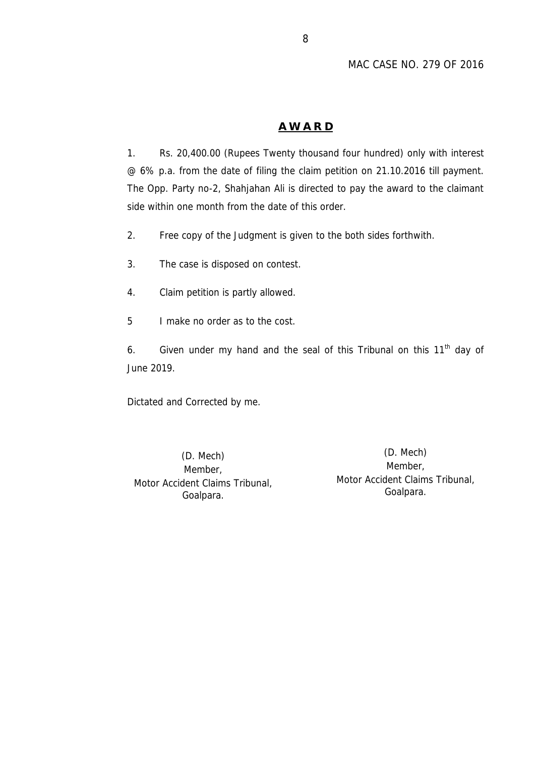MAC CASE NO. 279 OF 2016

# **AWARD**

1. Rs. 20,400.00 (Rupees Twenty thousand four hundred) only with interest @ 6% p.a. from the date of filing the claim petition on 21.10.2016 till payment. The Opp. Party no-2, Shahjahan Ali is directed to pay the award to the claimant side within one month from the date of this order.

2. Free copy of the Judgment is given to the both sides forthwith.

3. The case is disposed on contest.

4. Claim petition is partly allowed.

5 I make no order as to the cost.

6. Given under my hand and the seal of this Tribunal on this 11th day of June 2019.

Dictated and Corrected by me.

(D. Mech)
Member,
Motor Accident Claims Tribunal,
Goalpara.

(D. Mech)
Member,
Motor Accident Claims Tribunal,
Goalpara.